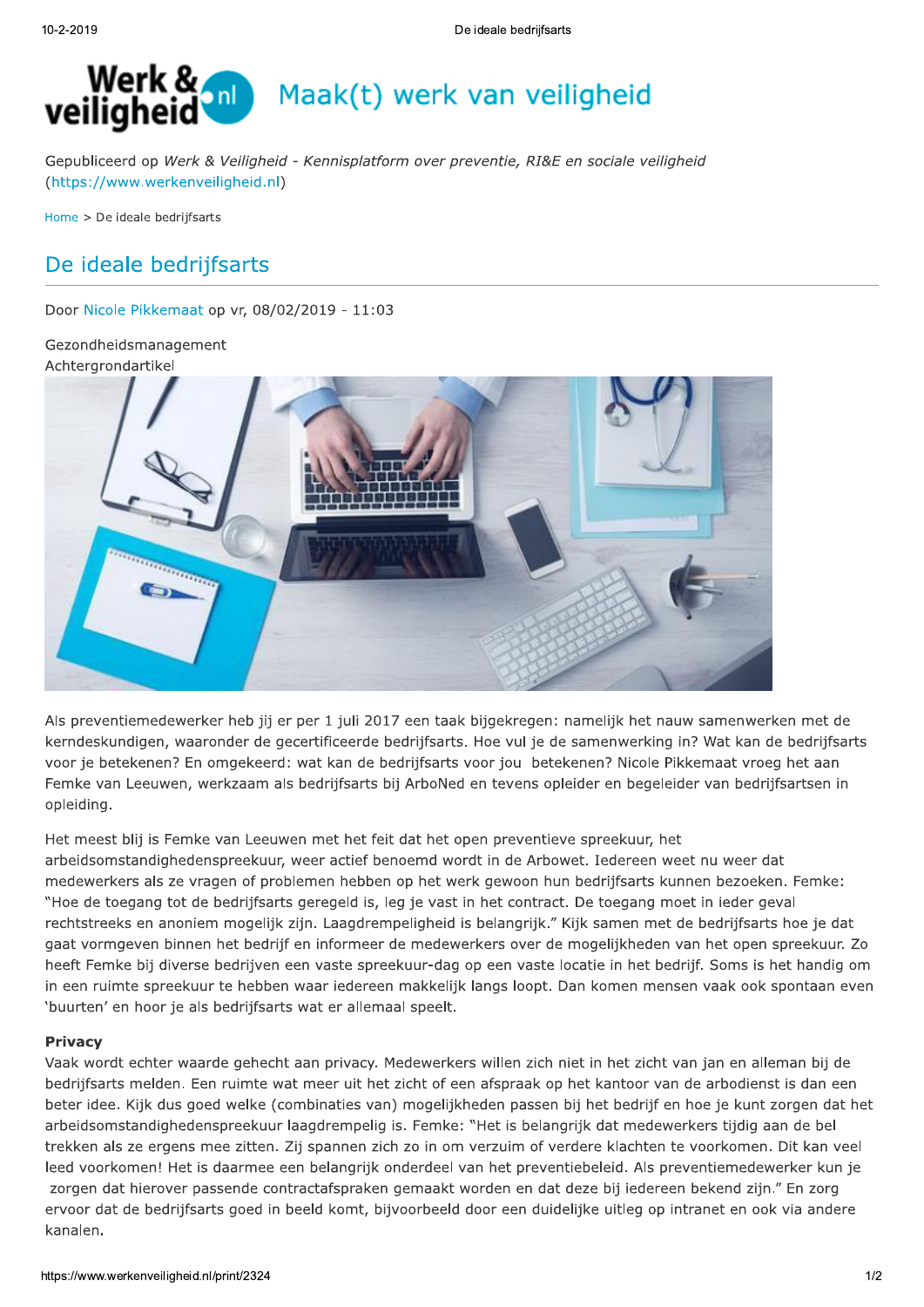Gepubliceerd op *Werk & Veiligheid - Kennisplatform over preventie, RI&E en sociale veiligheid* (https://www.werkenveiligheid.nl)

Home > De ideale bedrijfsarts

# De ideale bedrijfsarts

Door Nicole Pikkemaat op vr, 08/02/2019 - 11:03

Gezondheidsmanagement
Achtergrondartikel

Als preventiemedewerker heb jij er per 1 juli 2017 een taak bijgekregen: namelijk het nauw samenwerken met de kerndeskundigen, waaronder de gecertificeerde bedrijfsarts. Hoe vul je de samenwerking in? Wat kan de bedrijfsarts voor je betekenen? En omgekeerd: wat kan de bedrijfsarts voor jou betekenen? Nicole Pikkemaat vroeg het aan Femke van Leeuwen, werkzaam als bedrijfsarts bij ArboNed en tevens opleider en begeleider van bedrijfsartsen in opleiding.

Het meest blij is Femke van Leeuwen met het feit dat het open preventieve spreekuur, het arbeidsomstandighedenspreekuur, weer actief benoemd wordt in de Arbowet. Iedereen weet nu weer dat medewerkers als ze vragen of problemen hebben op het werk gewoon hun bedrijfsarts kunnen bezoeken. Femke: "Hoe de toegang tot de bedrijfsarts geregeld is, leg je vast in het contract. De toegang moet in ieder geval rechtstreeks en anoniem mogelijk zijn. Laagdrempeligheid is belangrijk." Kijk samen met de bedrijfsarts hoe je dat gaat vormgeven binnen het bedrijf en informeer de medewerkers over de mogelijkheden van het open spreekuur. Zo heeft Femke bij diverse bedrijven een vaste spreekuur-dag op een vaste locatie in het bedrijf. Soms is het handig om in een ruimte spreekuur te hebben waar iedereen makkelijk langs loopt. Dan komen mensen vaak ook spontaan even 'buurten' en hoor je als bedrijfsarts wat er allemaal speelt.

**Privacy**

Vaak wordt echter waarde gehecht aan privacy. Medewerkers willen zich niet in het zicht van jan en alleman bij de bedrijfsarts melden. Een ruimte wat meer uit het zicht of een afspraak op het kantoor van de arbodienst is dan een beter idee. Kijk dus goed welke (combinaties van) mogelijkheden passen bij het bedrijf en hoe je kunt zorgen dat het arbeidsomstandighedenspreekuur laagdrempelig is. Femke: "Het is belangrijk dat medewerkers tijdig aan de bel trekken als ze ergens mee zitten. Zij spannen zich zo in om verzuim of verdere klachten te voorkomen. Dit kan veel leed voorkomen! Het is daarmee een belangrijk onderdeel van het preventiebeleid. Als preventiemedewerker kun je zorgen dat hierover passende contractafspraken gemaakt worden en dat deze bij iedereen bekend zijn." En zorg ervoor dat de bedrijfsarts goed in beeld komt, bijvoorbeeld door een duidelijke uitleg op intranet en ook via andere kanalen.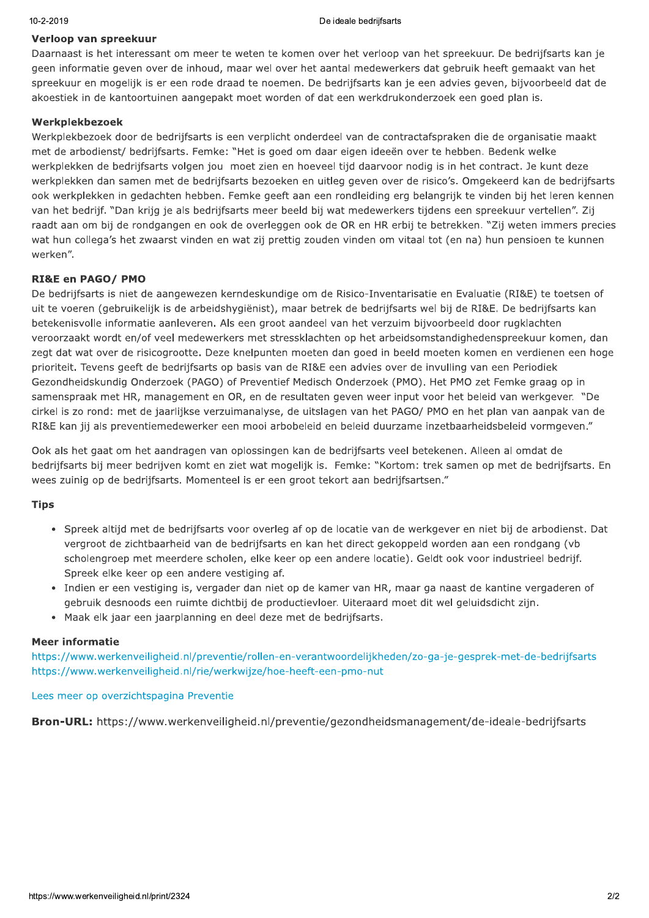### Verloop van spreekuur

Daarnaast is het interessant om meer te weten te komen over het verloop van het spreekuur. De bedrijfsarts kan je geen informatie geven over de inhoud, maar wel over het aantal medewerkers dat gebruik heeft gemaakt van het spreekuur en mogelijk is er een rode draad te noemen. De bedrijfsarts kan je een advies geven, bijvoorbeeld dat de akoestiek in de kantoortuinen aangepakt moet worden of dat een werkdrukonderzoek een goed plan is.

### Werkplekbezoek

Werkplekbezoek door de bedrijfsarts is een verplicht onderdeel van de contractafspraken die de organisatie maakt met de arbodienst/ bedrijfsarts. Femke: "Het is goed om daar eigen ideeën over te hebben. Bedenk welke werkplekken de bedrijfsarts volgen jou  moet zien en hoeveel tijd daarvoor nodig is in het contract. Je kunt deze werkplekken dan samen met de bedrijfsarts bezoeken en uitleg geven over de risico's. Omgekeerd kan de bedrijfsarts ook werkplekken in gedachten hebben. Femke geeft aan een rondleiding erg belangrijk te vinden bij het leren kennen van het bedrijf. "Dan krijg je als bedrijfsarts meer beeld bij wat medewerkers tijdens een spreekuur vertellen". Zij raadt aan om bij de rondgangen en ook de overleggen ook de OR en HR erbij te betrekken. "Zij weten immers precies wat hun collega's het zwaarst vinden en wat zij prettig zouden vinden om vitaal tot (en na) hun pensioen te kunnen werken".

### RI&E en PAGO/ PMO

De bedrijfsarts is niet de aangewezen kerndeskundige om de Risico-Inventarisatie en Evaluatie (RI&E) te toetsen of uit te voeren (gebruikelijk is de arbeidshygiënist), maar betrek de bedrijfsarts wel bij de RI&E. De bedrijfsarts kan betekenisvolle informatie aanleveren. Als een groot aandeel van het verzuim bijvoorbeeld door rugklachten veroorzaakt wordt en/of veel medewerkers met stressklachten op het arbeidsomstandighedenspreekuur komen, dan zegt dat wat over de risicogrootte. Deze knelpunten moeten dan goed in beeld moeten komen en verdienen een hoge prioriteit. Tevens geeft de bedrijfsarts op basis van de RI&E een advies over de invulling van een Periodiek Gezondheidskundig Onderzoek (PAGO) of Preventief Medisch Onderzoek (PMO). Het PMO zet Femke graag op in samenspraak met HR, management en OR, en de resultaten geven weer input voor het beleid van werkgever.  "De cirkel is zo rond: met de jaarlijkse verzuimanalyse, de uitslagen van het PAGO/ PMO en het plan van aanpak van de RI&E kan jij als preventiemedewerker een mooi arbobeleid en beleid duurzame inzetbaarheidsbeleid vormgeven."

Ook als het gaat om het aandragen van oplossingen kan de bedrijfsarts veel betekenen. Alleen al omdat de bedrijfsarts bij meer bedrijven komt en ziet wat mogelijk is.  Femke: "Kortom: trek samen op met de bedrijfsarts. En wees zuinig op de bedrijfsarts. Momenteel is er een groot tekort aan bedrijfsartsen."

### Tips

- Spreek altijd met de bedrijfsarts voor overleg af op de locatie van de werkgever en niet bij de arbodienst. Dat vergroot de zichtbaarheid van de bedrijfsarts en kan het direct gekoppeld worden aan een rondgang (vb scholengroep met meerdere scholen, elke keer op een andere locatie). Geldt ook voor industrieel bedrijf. Spreek elke keer op een andere vestiging af.
- Indien er een vestiging is, vergader dan niet op de kamer van HR, maar ga naast de kantine vergaderen of gebruik desnoods een ruimte dichtbij de productievloer. Uiteraard moet dit wel geluidsdicht zijn.
- Maak elk jaar een jaarplanning en deel deze met de bedrijfsarts.

### Meer informatie

https://www.werkenveiligheid.nl/preventie/rollen-en-verantwoordelijkheden/zo-ga-je-gesprek-met-de-bedrijfsarts
https://www.werkenveiligheid.nl/rie/werkwijze/hoe-heeft-een-pmo-nut

Lees meer op overzichtspagina Preventie

**Bron-URL:** https://www.werkenveiligheid.nl/preventie/gezondheidsmanagement/de-ideale-bedrijfsarts